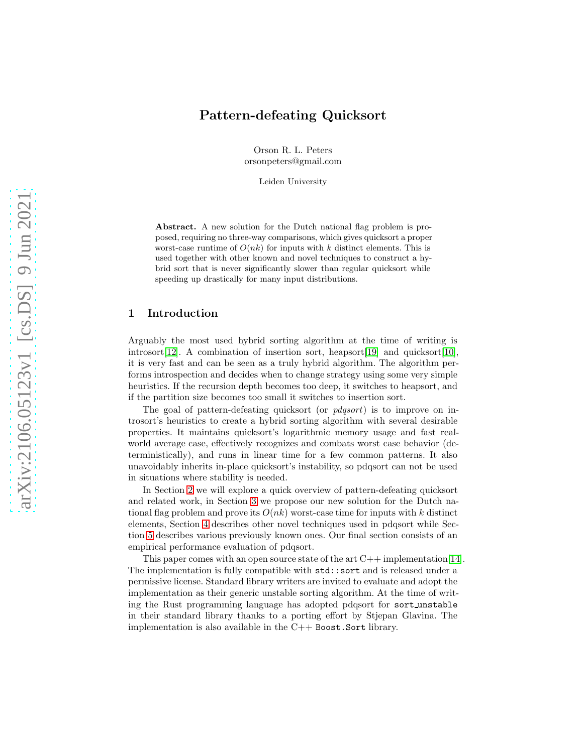# Pattern-defeating Quicksort

Orson R. L. Peters
orsonpeters@gmail.com

Leiden University

**Abstract.** A new solution for the Dutch national flag problem is proposed, requiring no three-way comparisons, which gives quicksort a proper worst-case runtime of $O(nk)$ for inputs with $k$ distinct elements. This is used together with other known and novel techniques to construct a hybrid sort that is never significantly slower than regular quicksort while speeding up drastically for many input distributions.

## 1 Introduction

Arguably the most used hybrid sorting algorithm at the time of writing is introsort[12]. A combination of insertion sort, heapsort[19] and quicksort[10], it is very fast and can be seen as a truly hybrid algorithm. The algorithm performs introspection and decides when to change strategy using some very simple heuristics. If the recursion depth becomes too deep, it switches to heapsort, and if the partition size becomes too small it switches to insertion sort.

The goal of pattern-defeating quicksort (or *pdqsort*) is to improve on introsort's heuristics to create a hybrid sorting algorithm with several desirable properties. It maintains quicksort's logarithmic memory usage and fast real-world average case, effectively recognizes and combats worst case behavior (deterministically), and runs in linear time for a few common patterns. It also unavoidably inherits in-place quicksort's instability, so pdqsort can not be used in situations where stability is needed.

In Section 2 we will explore a quick overview of pattern-defeating quicksort and related work, in Section 3 we propose our new solution for the Dutch national flag problem and prove its $O(nk)$ worst-case time for inputs with $k$ distinct elements, Section 4 describes other novel techniques used in pdqsort while Section 5 describes various previously known ones. Our final section consists of an empirical performance evaluation of pdqsort.

This paper comes with an open source state of the art C++ implementation[14]. The implementation is fully compatible with `std::sort` and is released under a permissive license. Standard library writers are invited to evaluate and adopt the implementation as their generic unstable sorting algorithm. At the time of writing the Rust programming language has adopted pdqsort for `sort_unstable` in their standard library thanks to a porting effort by Stjepan Glavina. The implementation is also available in the C++ `Boost.Sort` library.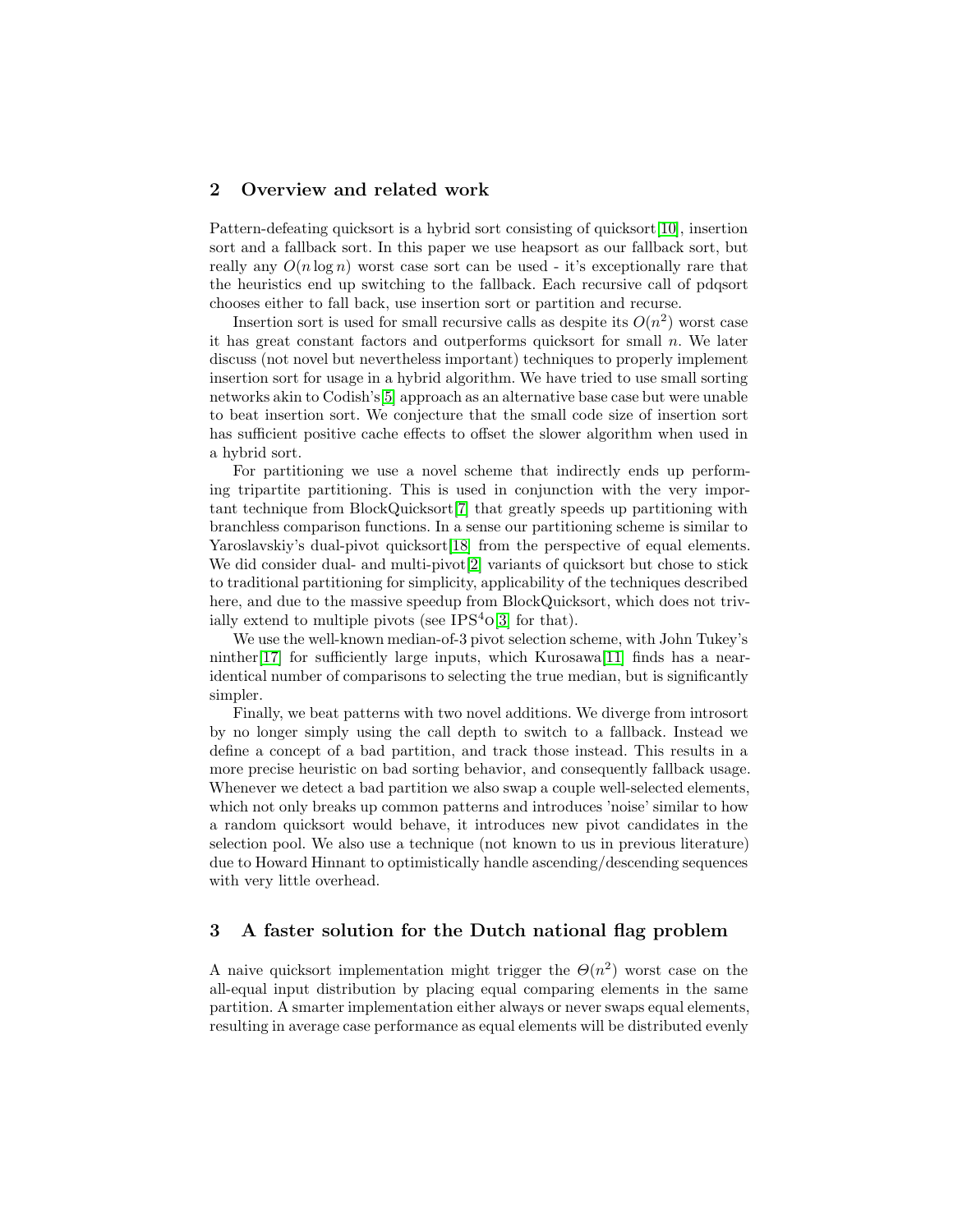## 2 Overview and related work

Pattern-defeating quicksort is a hybrid sort consisting of quicksort[10], insertion sort and a fallback sort. In this paper we use heapsort as our fallback sort, but really any $O(n \log n)$ worst case sort can be used - it's exceptionally rare that the heuristics end up switching to the fallback. Each recursive call of pdqsort chooses either to fall back, use insertion sort or partition and recurse.

Insertion sort is used for small recursive calls as despite its $O(n^2)$ worst case it has great constant factors and outperforms quicksort for small $n$. We later discuss (not novel but nevertheless important) techniques to properly implement insertion sort for usage in a hybrid algorithm. We have tried to use small sorting networks akin to Codish's[5] approach as an alternative base case but were unable to beat insertion sort. We conjecture that the small code size of insertion sort has sufficient positive cache effects to offset the slower algorithm when used in a hybrid sort.

For partitioning we use a novel scheme that indirectly ends up performing tripartite partitioning. This is used in conjunction with the very important technique from BlockQuicksort[7] that greatly speeds up partitioning with branchless comparison functions. In a sense our partitioning scheme is similar to Yaroslavskiy's dual-pivot quicksort[18] from the perspective of equal elements. We did consider dual- and multi-pivot[2] variants of quicksort but chose to stick to traditional partitioning for simplicity, applicability of the techniques described here, and due to the massive speedup from BlockQuicksort, which does not trivially extend to multiple pivots (see IPS$^4$o[3] for that).

We use the well-known median-of-3 pivot selection scheme, with John Tukey's ninther[17] for sufficiently large inputs, which Kurosawa[11] finds has a near-identical number of comparisons to selecting the true median, but is significantly simpler.

Finally, we beat patterns with two novel additions. We diverge from introsort by no longer simply using the call depth to switch to a fallback. Instead we define a concept of a bad partition, and track those instead. This results in a more precise heuristic on bad sorting behavior, and consequently fallback usage. Whenever we detect a bad partition we also swap a couple well-selected elements, which not only breaks up common patterns and introduces 'noise' similar to how a random quicksort would behave, it introduces new pivot candidates in the selection pool. We also use a technique (not known to us in previous literature) due to Howard Hinnant to optimistically handle ascending/descending sequences with very little overhead.

## 3 A faster solution for the Dutch national flag problem

A naive quicksort implementation might trigger the $\Theta(n^2)$ worst case on the all-equal input distribution by placing equal comparing elements in the same partition. A smarter implementation either always or never swaps equal elements, resulting in average case performance as equal elements will be distributed evenly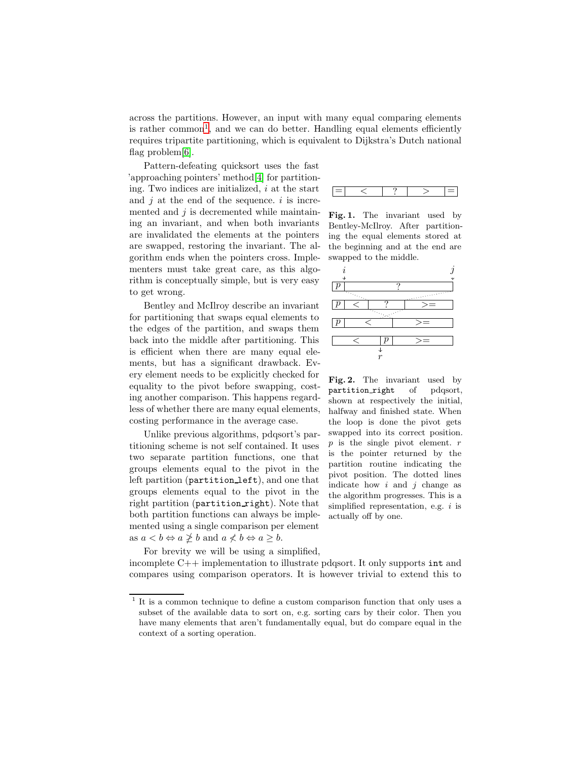across the partitions. However, an input with many equal comparing elements is rather common[1], and we can do better. Handling equal elements efficiently requires tripartite partitioning, which is equivalent to Dijkstra's Dutch national flag problem[6].

Pattern-defeating quicksort uses the fast 'approaching pointers' method[4] for partitioning. Two indices are initialized, $i$ at the start and $j$ at the end of the sequence. $i$ is incremented and $j$ is decremented while maintaining an invariant, and when both invariants are invalidated the elements at the pointers are swapped, restoring the invariant. The algorithm ends when the pointers cross. Implementers must take great care, as this algorithm is conceptually simple, but is very easy to get wrong.

| = | < | ? | > | = |
|---|---|---|---|---|

**Fig. 1.** The invariant used by Bentley-McIlroy. After partitioning the equal elements stored at the beginning and at the end are swapped to the middle.

Bentley and McIlroy describe an invariant for partitioning that swaps equal elements to the edges of the partition, and swaps them back into the middle after partitioning. This is efficient when there are many equal elements, but has a significant drawback. Every element needs to be explicitly checked for equality to the pivot before swapping, costing another comparison. This happens regardless of whether there are many equal elements, costing performance in the average case.

**Fig. 2.** The invariant used by `partition_right` of pdqsort, shown at respectively the initial, halfway and finished state. When the loop is done the pivot gets swapped into its correct position. $p$ is the single pivot element. $r$ is the pointer returned by the partition routine indicating the pivot position. The dotted lines indicate how $i$ and $j$ change as the algorithm progresses. This is a simplified representation, e.g. $i$ is actually off by one.

Unlike previous algorithms, pdqsort's partitioning scheme is not self contained. It uses two separate partition functions, one that groups elements equal to the pivot in the left partition (`partition_left`), and one that groups elements equal to the pivot in the right partition (`partition_right`). Note that both partition functions can always be implemented using a single comparison per element as $a < b \Leftrightarrow a \ngeq b$ and $a \nless b \Leftrightarrow a \geq b$.

For brevity we will be using a simplified, incomplete C++ implementation to illustrate pdqsort. It only supports `int` and compares using comparison operators. It is however trivial to extend this to

[1] It is a common technique to define a custom comparison function that only uses a subset of the available data to sort on, e.g. sorting cars by their color. Then you have many elements that aren't fundamentally equal, but do compare equal in the context of a sorting operation.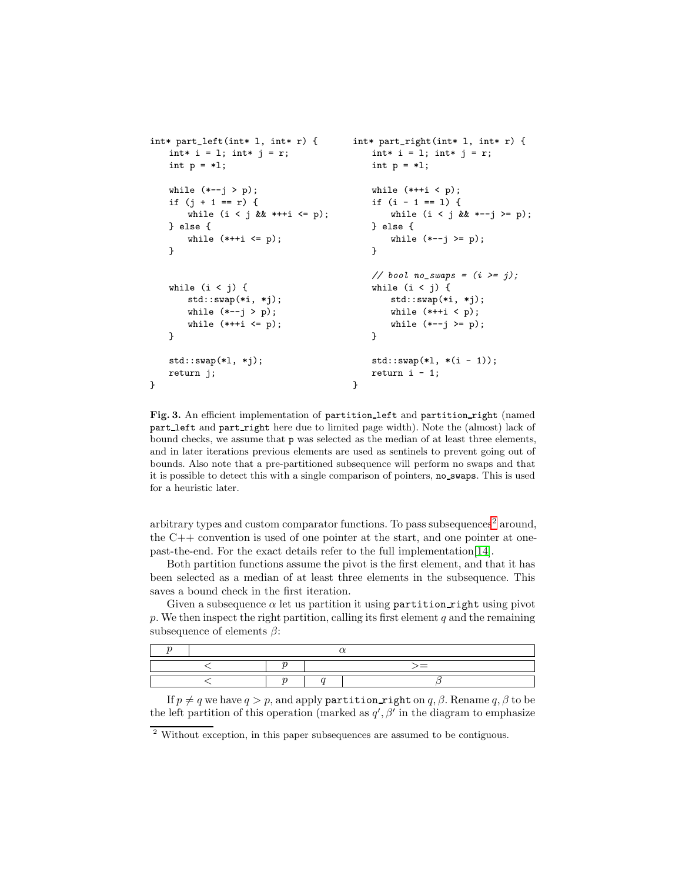```cpp
int* part_left(int* l, int* r) {
    int* i = l; int* j = r;
    int p = *l;

    while (*--j > p);
    if (j + 1 == r) {
        while (i < j && *++i <= p);
    } else {
        while (*++i <= p);
    }


    while (i < j) {
        std::swap(*i, *j);
        while (*--j > p);
        while (*++i <= p);
    }

    std::swap(*l, *j);
    return j;
}
```

```cpp
int* part_right(int* l, int* r) {
    int* i = l; int* j = r;
    int p = *l;

    while (*++i < p);
    if (i - 1 == l) {
        while (i < j && *--j >= p);
    } else {
        while (*--j >= p);
    }

    // bool no_swaps = (i >= j);
    while (i < j) {
        std::swap(*i, *j);
        while (*++i < p);
        while (*--j >= p);
    }

    std::swap(*l, *(i - 1));
    return i - 1;
}
```

**Fig. 3.** An efficient implementation of `partition_left` and `partition_right` (named `part_left` and `part_right` here due to limited page width). Note the (almost) lack of bound checks, we assume that `p` was selected as the median of at least three elements, and in later iterations previous elements are used as sentinels to prevent going out of bounds. Also note that a pre-partitioned subsequence will perform no swaps and that it is possible to detect this with a single comparison of pointers, `no_swaps`. This is used for a heuristic later.

arbitrary types and custom comparator functions. To pass subsequences[2] around, the C++ convention is used of one pointer at the start, and one pointer at one-past-the-end. For the exact details refer to the full implementation[14].

Both partition functions assume the pivot is the first element, and that it has been selected as a median of at least three elements in the subsequence. This saves a bound check in the first iteration.

Given a subsequence $\alpha$ let us partition it using `partition_right` using pivot $p$. We then inspect the right partition, calling its first element $q$ and the remaining subsequence of elements $\beta$:

| $p$ | $\alpha$ | | |
|---|---|---|---|
| $<$ | $p$ | $>=$ | |
| $<$ | $p$ | $q$ | $\beta$ |

If $p \neq q$ we have $q > p$, and apply `partition_right` on $q, \beta$. Rename $q, \beta$ to be the left partition of this operation (marked as $q', \beta'$ in the diagram to emphasize

[2] Without exception, in this paper subsequences are assumed to be contiguous.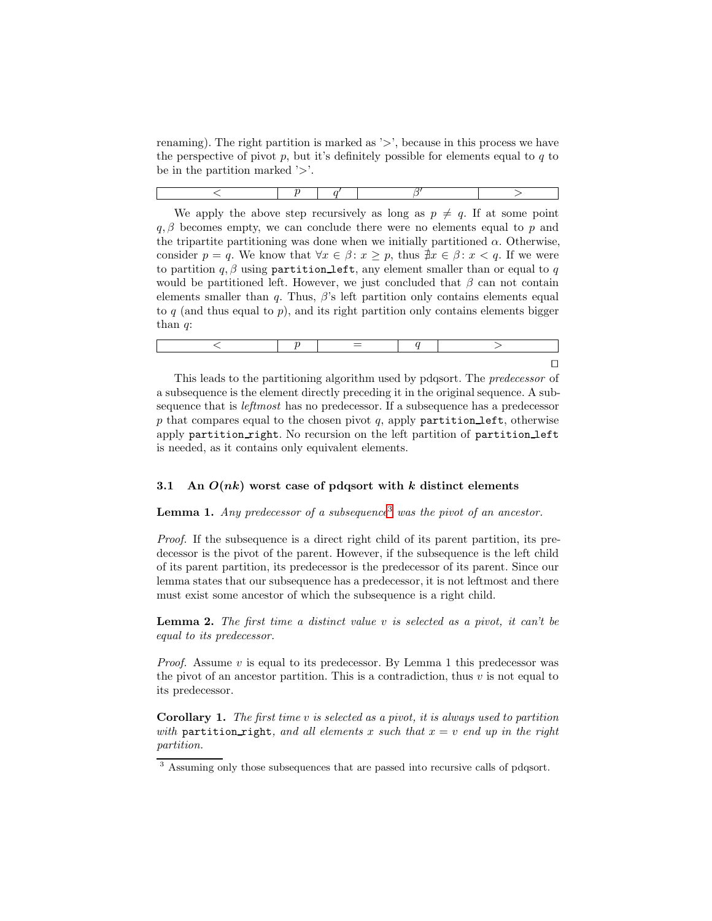renaming). The right partition is marked as '>', because in this process we have the perspective of pivot $p$, but it's definitely possible for elements equal to $q$ to be in the partition marked '>'.

| $<$ | $p$ | $q'$ | $\beta'$ | $>$ |
|---|---|---|---|---|

We apply the above step recursively as long as $p \neq q$. If at some point $q, \beta$ becomes empty, we can conclude there were no elements equal to $p$ and the tripartite partitioning was done when we initially partitioned $\alpha$. Otherwise, consider $p = q$. We know that $\forall x \in \beta\colon x \geq p$, thus $\nexists x \in \beta\colon x < q$. If we were to partition $q, \beta$ using `partition_left`, any element smaller than or equal to $q$ would be partitioned left. However, we just concluded that $\beta$ can not contain elements smaller than $q$. Thus, $\beta$'s left partition only contains elements equal to $q$ (and thus equal to $p$), and its right partition only contains elements bigger than $q$:

| $<$ | $p$ | $=$ | $q$ | $>$ |
|---|---|---|---|---|

□

This leads to the partitioning algorithm used by pdqsort. The *predecessor* of a subsequence is the element directly preceding it in the original sequence. A subsequence that is *leftmost* has no predecessor. If a subsequence has a predecessor $p$ that compares equal to the chosen pivot $q$, apply `partition_left`, otherwise apply `partition_right`. No recursion on the left partition of `partition_left` is needed, as it contains only equivalent elements.

### 3.1 An $O(nk)$ worst case of pdqsort with $k$ distinct elements

**Lemma 1.** *Any predecessor of a subsequence*[3] *was the pivot of an ancestor.*

*Proof.* If the subsequence is a direct right child of its parent partition, its predecessor is the pivot of the parent. However, if the subsequence is the left child of its parent partition, its predecessor is the predecessor of its parent. Since our lemma states that our subsequence has a predecessor, it is not leftmost and there must exist some ancestor of which the subsequence is a right child.

**Lemma 2.** *The first time a distinct value $v$ is selected as a pivot, it can't be equal to its predecessor.*

*Proof.* Assume $v$ is equal to its predecessor. By Lemma 1 this predecessor was the pivot of an ancestor partition. This is a contradiction, thus $v$ is not equal to its predecessor.

**Corollary 1.** *The first time $v$ is selected as a pivot, it is always used to partition with* `partition_right`*, and all elements $x$ such that $x = v$ end up in the right partition.*

[3] Assuming only those subsequences that are passed into recursive calls of pdqsort.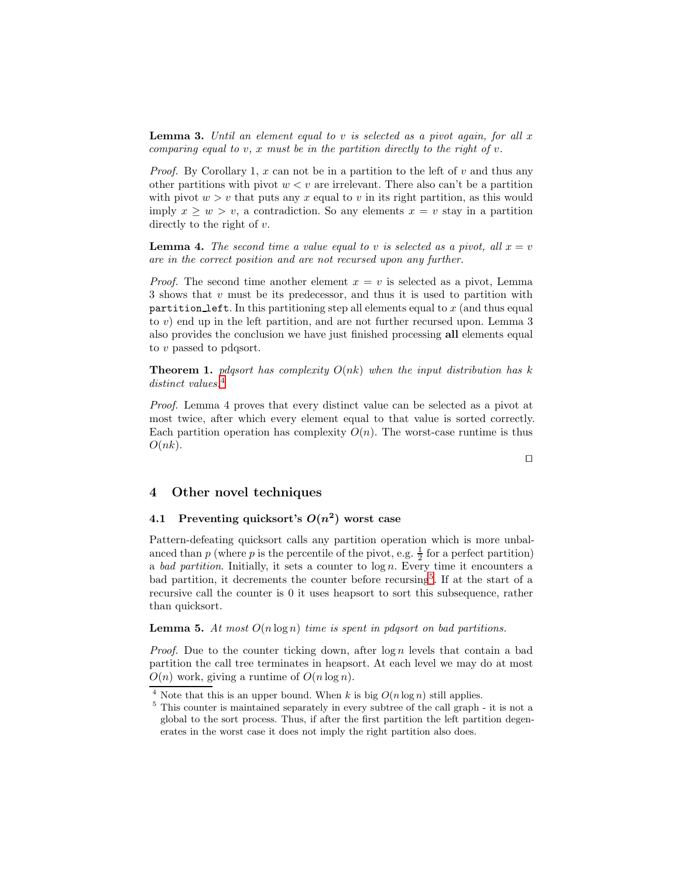**Lemma 3.** *Until an element equal to $v$ is selected as a pivot again, for all $x$ comparing equal to $v$, $x$ must be in the partition directly to the right of $v$.*

*Proof.* By Corollary 1, $x$ can not be in a partition to the left of $v$ and thus any other partitions with pivot $w < v$ are irrelevant. There also can't be a partition with pivot $w > v$ that puts any $x$ equal to $v$ in its right partition, as this would imply $x \geq w > v$, a contradiction. So any elements $x = v$ stay in a partition directly to the right of $v$.

**Lemma 4.** *The second time a value equal to $v$ is selected as a pivot, all $x = v$ are in the correct position and are not recursed upon any further.*

*Proof.* The second time another element $x = v$ is selected as a pivot, Lemma 3 shows that $v$ must be its predecessor, and thus it is used to partition with `partition_left`. In this partitioning step all elements equal to $x$ (and thus equal to $v$) end up in the left partition, and are not further recursed upon. Lemma 3 also provides the conclusion we have just finished processing **all** elements equal to $v$ passed to pdqsort.

**Theorem 1.** *pdqsort has complexity $O(nk)$ when the input distribution has $k$ distinct values.*[4]

*Proof.* Lemma 4 proves that every distinct value can be selected as a pivot at most twice, after which every element equal to that value is sorted correctly. Each partition operation has complexity $O(n)$. The worst-case runtime is thus $O(nk)$.

□

## 4 Other novel techniques

### 4.1 Preventing quicksort's $O(n^2)$ worst case

Pattern-defeating quicksort calls any partition operation which is more unbalanced than $p$ (where $p$ is the percentile of the pivot, e.g. $\frac{1}{2}$ for a perfect partition) a *bad partition*. Initially, it sets a counter to $\log n$. Every time it encounters a bad partition, it decrements the counter before recursing[5]. If at the start of a recursive call the counter is 0 it uses heapsort to sort this subsequence, rather than quicksort.

**Lemma 5.** *At most $O(n \log n)$ time is spent in pdqsort on bad partitions.*

*Proof.* Due to the counter ticking down, after $\log n$ levels that contain a bad partition the call tree terminates in heapsort. At each level we may do at most $O(n)$ work, giving a runtime of $O(n \log n)$.

[4] Note that this is an upper bound. When $k$ is big $O(n \log n)$ still applies.

[5] This counter is maintained separately in every subtree of the call graph - it is not a global to the sort process. Thus, if after the first partition the left partition degenerates in the worst case it does not imply the right partition also does.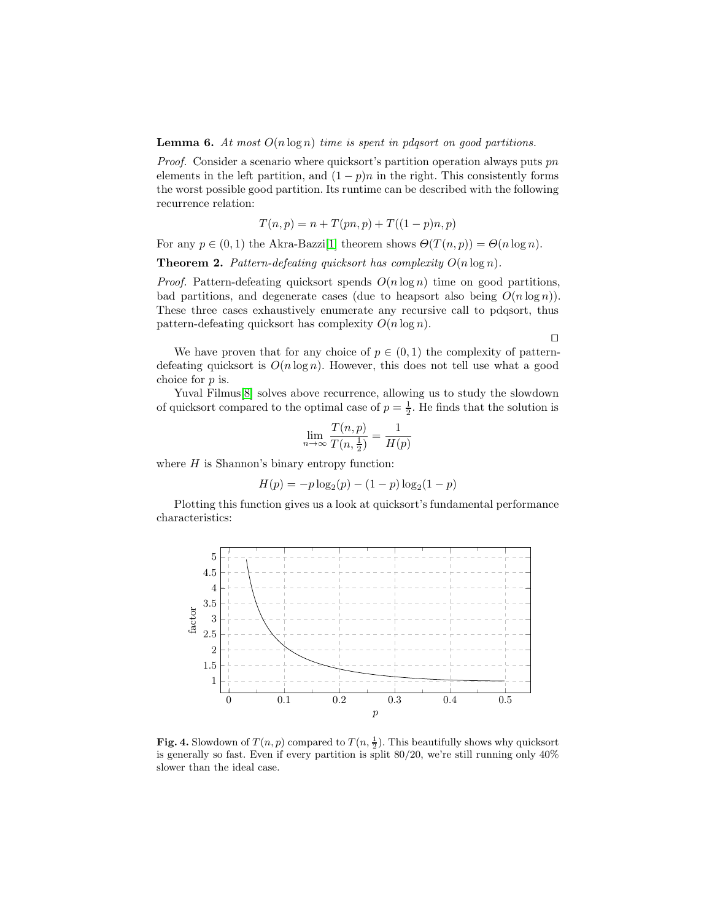**Lemma 6.** *At most $O(n \log n)$ time is spent in pdqsort on good partitions.*

*Proof.* Consider a scenario where quicksort's partition operation always puts $pn$ elements in the left partition, and $(1-p)n$ in the right. This consistently forms the worst possible good partition. Its runtime can be described with the following recurrence relation:

$$T(n, p) = n + T(pn, p) + T((1-p)n, p)$$

For any $p \in (0, 1)$ the Akra-Bazzi[1] theorem shows $\Theta(T(n, p)) = \Theta(n \log n)$.

**Theorem 2.** *Pattern-defeating quicksort has complexity $O(n \log n)$.*

*Proof.* Pattern-defeating quicksort spends $O(n \log n)$ time on good partitions, bad partitions, and degenerate cases (due to heapsort also being $O(n \log n)$). These three cases exhaustively enumerate any recursive call to pdqsort, thus pattern-defeating quicksort has complexity $O(n \log n)$.

□

We have proven that for any choice of $p \in (0, 1)$ the complexity of pattern-defeating quicksort is $O(n \log n)$. However, this does not tell use what a good choice for $p$ is.

Yuval Filmus[8] solves above recurrence, allowing us to study the slowdown of quicksort compared to the optimal case of $p = \frac{1}{2}$. He finds that the solution is

$$\lim_{n \to \infty} \frac{T(n, p)}{T(n, \frac{1}{2})} = \frac{1}{H(p)}$$

where $H$ is Shannon's binary entropy function:

$$H(p) = -p \log_2(p) - (1-p) \log_2(1-p)$$

Plotting this function gives us a look at quicksort's fundamental performance characteristics:

**Fig. 4.** Slowdown of $T(n, p)$ compared to $T(n, \frac{1}{2})$. This beautifully shows why quicksort is generally so fast. Even if every partition is split 80/20, we're still running only 40% slower than the ideal case.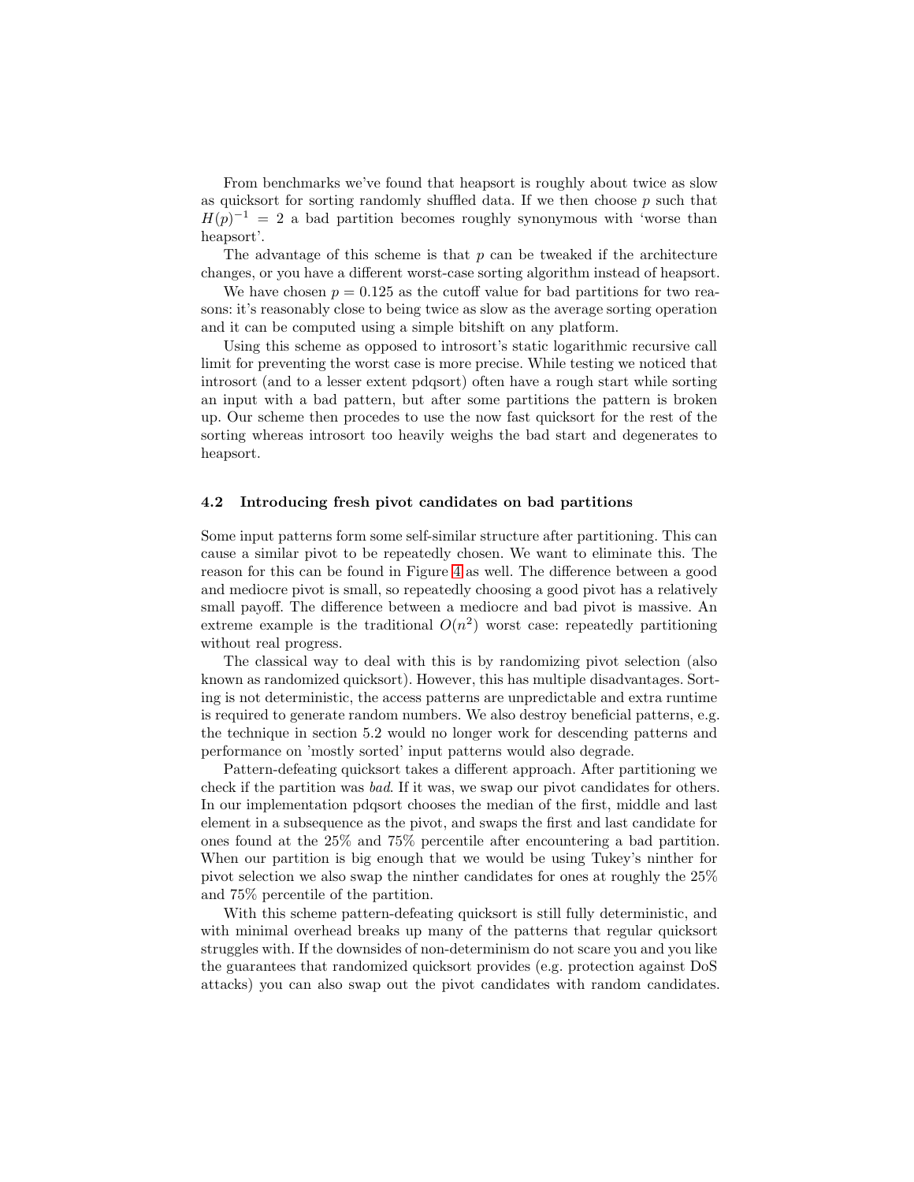From benchmarks we've found that heapsort is roughly about twice as slow as quicksort for sorting randomly shuffled data. If we then choose $p$ such that $H(p)^{-1} = 2$ a bad partition becomes roughly synonymous with 'worse than heapsort'.

The advantage of this scheme is that $p$ can be tweaked if the architecture changes, or you have a different worst-case sorting algorithm instead of heapsort.

We have chosen $p = 0.125$ as the cutoff value for bad partitions for two reasons: it's reasonably close to being twice as slow as the average sorting operation and it can be computed using a simple bitshift on any platform.

Using this scheme as opposed to introsort's static logarithmic recursive call limit for preventing the worst case is more precise. While testing we noticed that introsort (and to a lesser extent pdqsort) often have a rough start while sorting an input with a bad pattern, but after some partitions the pattern is broken up. Our scheme then procedes to use the now fast quicksort for the rest of the sorting whereas introsort too heavily weighs the bad start and degenerates to heapsort.

### 4.2 Introducing fresh pivot candidates on bad partitions

Some input patterns form some self-similar structure after partitioning. This can cause a similar pivot to be repeatedly chosen. We want to eliminate this. The reason for this can be found in Figure 4 as well. The difference between a good and mediocre pivot is small, so repeatedly choosing a good pivot has a relatively small payoff. The difference between a mediocre and bad pivot is massive. An extreme example is the traditional $O(n^2)$ worst case: repeatedly partitioning without real progress.

The classical way to deal with this is by randomizing pivot selection (also known as randomized quicksort). However, this has multiple disadvantages. Sorting is not deterministic, the access patterns are unpredictable and extra runtime is required to generate random numbers. We also destroy beneficial patterns, e.g. the technique in section 5.2 would no longer work for descending patterns and performance on 'mostly sorted' input patterns would also degrade.

Pattern-defeating quicksort takes a different approach. After partitioning we check if the partition was *bad*. If it was, we swap our pivot candidates for others. In our implementation pdqsort chooses the median of the first, middle and last element in a subsequence as the pivot, and swaps the first and last candidate for ones found at the 25% and 75% percentile after encountering a bad partition. When our partition is big enough that we would be using Tukey's ninther for pivot selection we also swap the ninther candidates for ones at roughly the 25% and 75% percentile of the partition.

With this scheme pattern-defeating quicksort is still fully deterministic, and with minimal overhead breaks up many of the patterns that regular quicksort struggles with. If the downsides of non-determinism do not scare you and you like the guarantees that randomized quicksort provides (e.g. protection against DoS attacks) you can also swap out the pivot candidates with random candidates.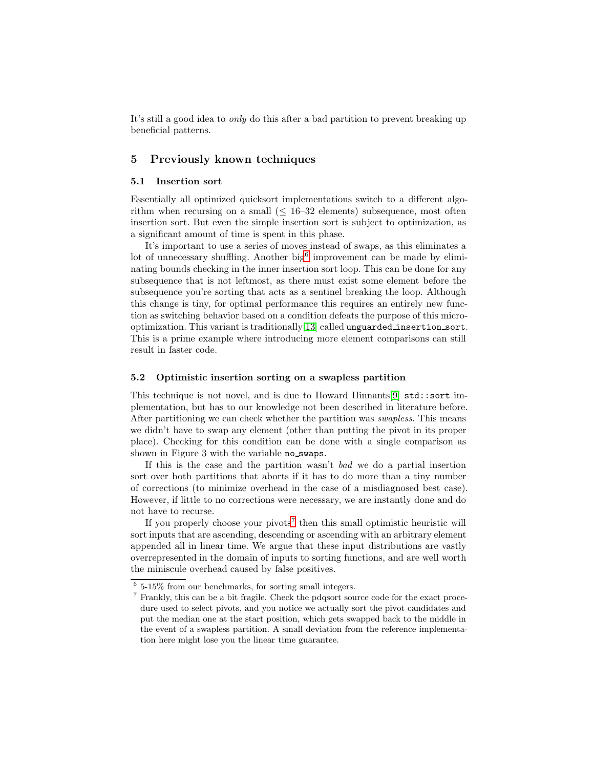It's still a good idea to *only* do this after a bad partition to prevent breaking up beneficial patterns.

## 5 Previously known techniques

### 5.1 Insertion sort

Essentially all optimized quicksort implementations switch to a different algorithm when recursing on a small ($\leq$ 16–32 elements) subsequence, most often insertion sort. But even the simple insertion sort is subject to optimization, as a significant amount of time is spent in this phase.

It's important to use a series of moves instead of swaps, as this eliminates a lot of unnecessary shuffling. Another big[6] improvement can be made by eliminating bounds checking in the inner insertion sort loop. This can be done for any subsequence that is not leftmost, as there must exist some element before the subsequence you're sorting that acts as a sentinel breaking the loop. Although this change is tiny, for optimal performance this requires an entirely new function as switching behavior based on a condition defeats the purpose of this micro-optimization. This variant is traditionally[13] called `unguarded_insertion_sort`. This is a prime example where introducing more element comparisons can still result in faster code.

### 5.2 Optimistic insertion sorting on a swapless partition

This technique is not novel, and is due to Howard Hinnants[9] `std::sort` implementation, but has to our knowledge not been described in literature before. After partitioning we can check whether the partition was *swapless*. This means we didn't have to swap any element (other than putting the pivot in its proper place). Checking for this condition can be done with a single comparison as shown in Figure 3 with the variable `no_swaps`.

If this is the case and the partition wasn't *bad* we do a partial insertion sort over both partitions that aborts if it has to do more than a tiny number of corrections (to minimize overhead in the case of a misdiagnosed best case). However, if little to no corrections were necessary, we are instantly done and do not have to recurse.

If you properly choose your pivots[7] then this small optimistic heuristic will sort inputs that are ascending, descending or ascending with an arbitrary element appended all in linear time. We argue that these input distributions are vastly overrepresented in the domain of inputs to sorting functions, and are well worth the miniscule overhead caused by false positives.

[6] 5-15% from our benchmarks, for sorting small integers.

[7] Frankly, this can be a bit fragile. Check the pdqsort source code for the exact procedure used to select pivots, and you notice we actually sort the pivot candidates and put the median one at the start position, which gets swapped back to the middle in the event of a swapless partition. A small deviation from the reference implementation here might lose you the linear time guarantee.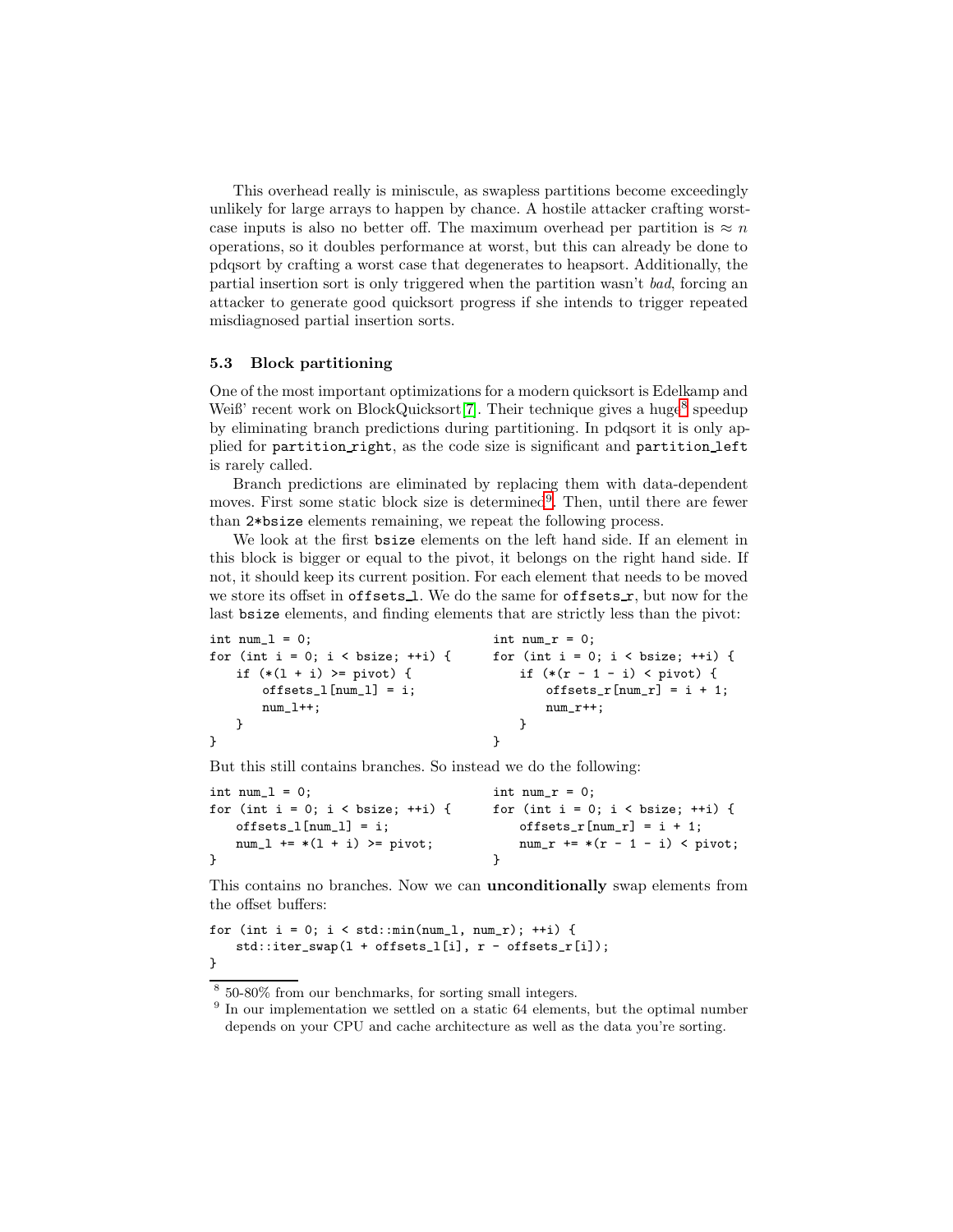This overhead really is miniscule, as swapless partitions become exceedingly unlikely for large arrays to happen by chance. A hostile attacker crafting worst-case inputs is also no better off. The maximum overhead per partition is $\approx n$ operations, so it doubles performance at worst, but this can already be done to pdqsort by crafting a worst case that degenerates to heapsort. Additionally, the partial insertion sort is only triggered when the partition wasn't *bad*, forcing an attacker to generate good quicksort progress if she intends to trigger repeated misdiagnosed partial insertion sorts.

### 5.3 Block partitioning

One of the most important optimizations for a modern quicksort is Edelkamp and Weiß' recent work on BlockQuicksort[7]. Their technique gives a huge[8] speedup by eliminating branch predictions during partitioning. In pdqsort it is only applied for `partition_right`, as the code size is significant and `partition_left` is rarely called.

Branch predictions are eliminated by replacing them with data-dependent moves. First some static block size is determined[9]. Then, until there are fewer than `2*bsize` elements remaining, we repeat the following process.

We look at the first `bsize` elements on the left hand side. If an element in this block is bigger or equal to the pivot, it belongs on the right hand side. If not, it should keep its current position. For each element that needs to be moved we store its offset in `offsets_l`. We do the same for `offsets_r`, but now for the last `bsize` elements, and finding elements that are strictly less than the pivot:

```
int num_l = 0;
for (int i = 0; i < bsize; ++i) {
    if (*(l + i) >= pivot) {
        offsets_l[num_l] = i;
        num_l++;
    }
}
```

```
int num_r = 0;
for (int i = 0; i < bsize; ++i) {
    if (*(r - 1 - i) < pivot) {
        offsets_r[num_r] = i + 1;
        num_r++;
    }
}
```

But this still contains branches. So instead we do the following:

```
int num_l = 0;
for (int i = 0; i < bsize; ++i) {
    offsets_l[num_l] = i;
    num_l += *(l + i) >= pivot;
}
```

```
int num_r = 0;
for (int i = 0; i < bsize; ++i) {
    offsets_r[num_r] = i + 1;
    num_r += *(r - 1 - i) < pivot;
}
```

This contains no branches. Now we can **unconditionally** swap elements from the offset buffers:

```
for (int i = 0; i < std::min(num_l, num_r); ++i) {
    std::iter_swap(l + offsets_l[i], r - offsets_r[i]);
}
```

[8] 50-80% from our benchmarks, for sorting small integers.

[9] In our implementation we settled on a static 64 elements, but the optimal number depends on your CPU and cache architecture as well as the data you're sorting.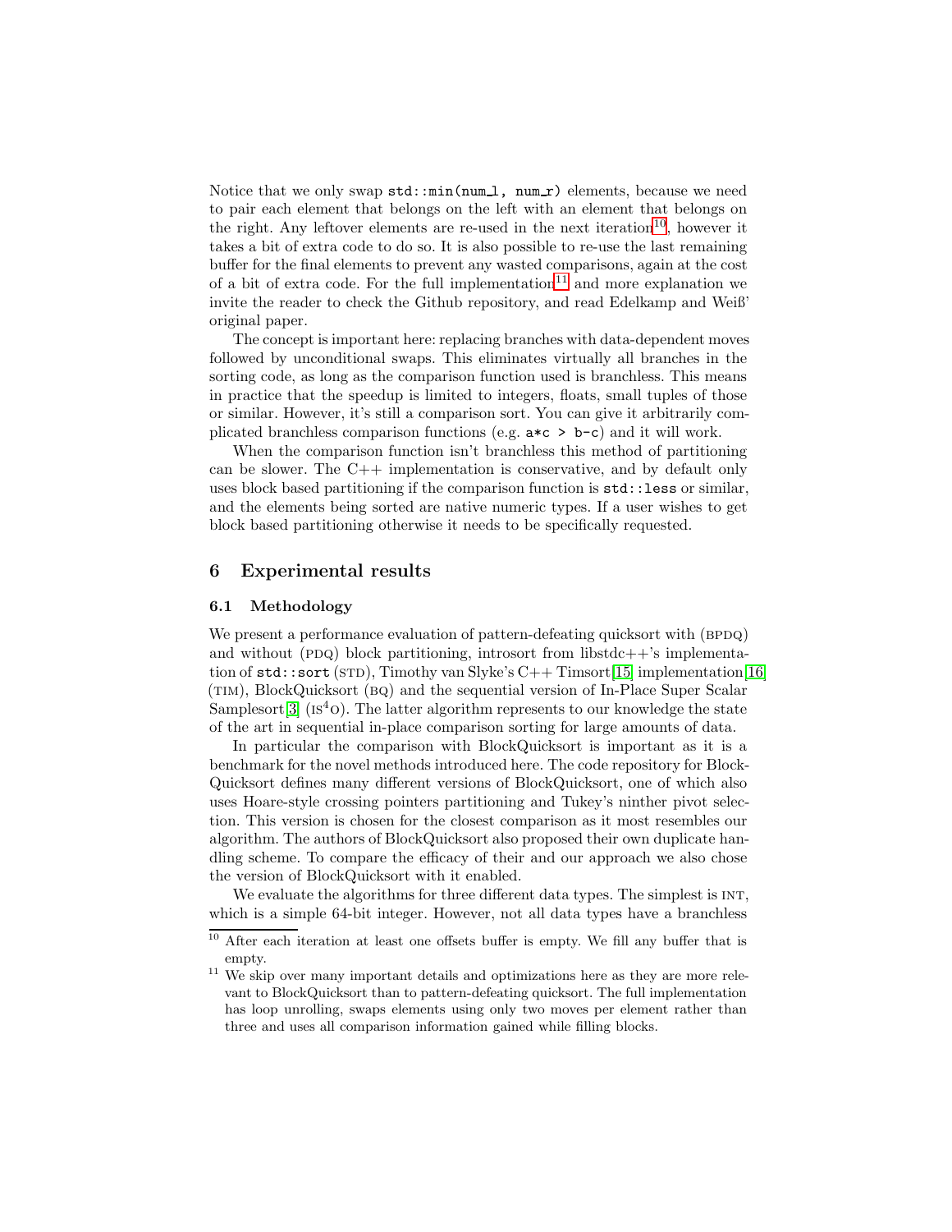Notice that we only swap `std::min(num_l, num_r)` elements, because we need to pair each element that belongs on the left with an element that belongs on the right. Any leftover elements are re-used in the next iteration[10], however it takes a bit of extra code to do so. It is also possible to re-use the last remaining buffer for the final elements to prevent any wasted comparisons, again at the cost of a bit of extra code. For the full implementation[11] and more explanation we invite the reader to check the Github repository, and read Edelkamp and Weiß' original paper.

The concept is important here: replacing branches with data-dependent moves followed by unconditional swaps. This eliminates virtually all branches in the sorting code, as long as the comparison function used is branchless. This means in practice that the speedup is limited to integers, floats, small tuples of those or similar. However, it's still a comparison sort. You can give it arbitrarily complicated branchless comparison functions (e.g. `a*c > b-c`) and it will work.

When the comparison function isn't branchless this method of partitioning can be slower. The C++ implementation is conservative, and by default only uses block based partitioning if the comparison function is `std::less` or similar, and the elements being sorted are native numeric types. If a user wishes to get block based partitioning otherwise it needs to be specifically requested.

## 6 Experimental results

### 6.1 Methodology

We present a performance evaluation of pattern-defeating quicksort with (BPDQ) and without (PDQ) block partitioning, introsort from libstdc++'s implementation of `std::sort` (STD), Timothy van Slyke's C++ Timsort[15] implementation[16] (TIM), BlockQuicksort (BQ) and the sequential version of In-Place Super Scalar Samplesort[3] (IS$^4$O). The latter algorithm represents to our knowledge the state of the art in sequential in-place comparison sorting for large amounts of data.

In particular the comparison with BlockQuicksort is important as it is a benchmark for the novel methods introduced here. The code repository for BlockQuicksort defines many different versions of BlockQuicksort, one of which also uses Hoare-style crossing pointers partitioning and Tukey's ninther pivot selection. This version is chosen for the closest comparison as it most resembles our algorithm. The authors of BlockQuicksort also proposed their own duplicate handling scheme. To compare the efficacy of their and our approach we also chose the version of BlockQuicksort with it enabled.

We evaluate the algorithms for three different data types. The simplest is INT, which is a simple 64-bit integer. However, not all data types have a branchless

[10] After each iteration at least one offsets buffer is empty. We fill any buffer that is empty.

[11] We skip over many important details and optimizations here as they are more relevant to BlockQuicksort than to pattern-defeating quicksort. The full implementation has loop unrolling, swaps elements using only two moves per element rather than three and uses all comparison information gained while filling blocks.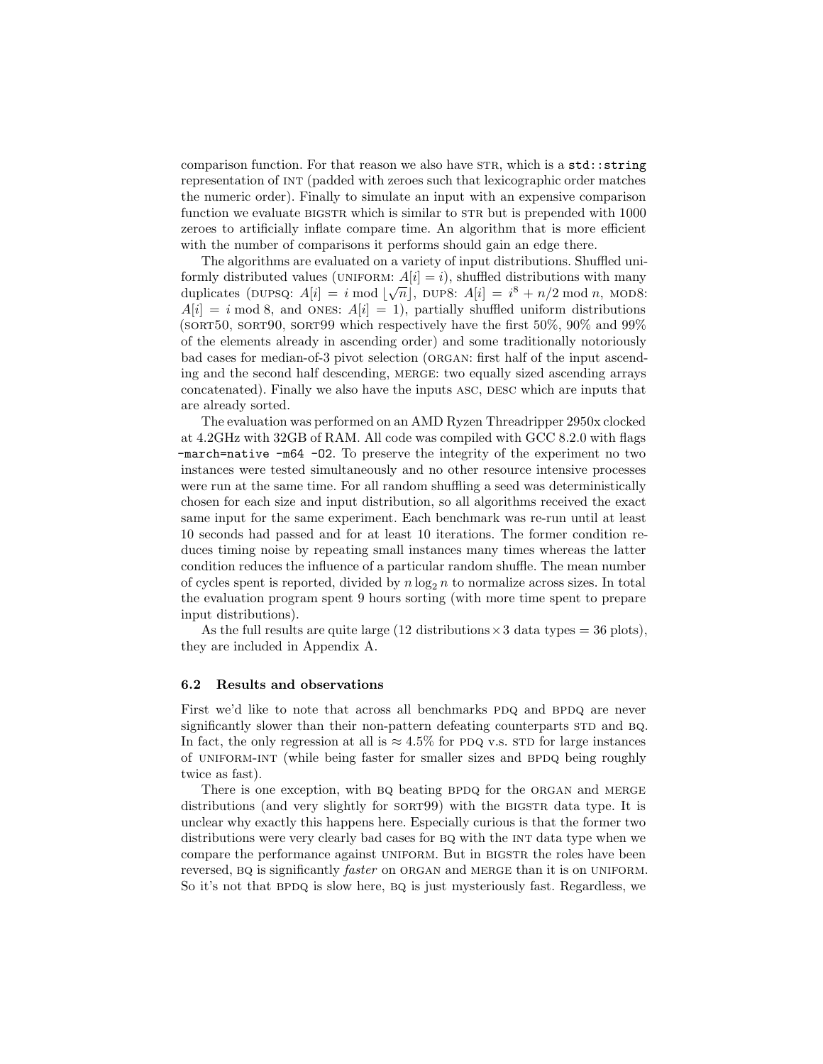comparison function. For that reason we also have STR, which is a `std::string` representation of INT (padded with zeroes such that lexicographic order matches the numeric order). Finally to simulate an input with an expensive comparison function we evaluate BIGSTR which is similar to STR but is prepended with 1000 zeroes to artificially inflate compare time. An algorithm that is more efficient with the number of comparisons it performs should gain an edge there.

The algorithms are evaluated on a variety of input distributions. Shuffled uniformly distributed values (UNIFORM: $A[i] = i$), shuffled distributions with many duplicates (DUPSQ: $A[i] = i \bmod \lfloor\sqrt{n}\rfloor$, DUP8: $A[i] = i^8 + n/2 \bmod n$, MOD8: $A[i] = i \bmod 8$, and ONES: $A[i] = 1$), partially shuffled uniform distributions (SORT50, SORT90, SORT99 which respectively have the first 50%, 90% and 99% of the elements already in ascending order) and some traditionally notoriously bad cases for median-of-3 pivot selection (ORGAN: first half of the input ascending and the second half descending, MERGE: two equally sized ascending arrays concatenated). Finally we also have the inputs ASC, DESC which are inputs that are already sorted.

The evaluation was performed on an AMD Ryzen Threadripper 2950x clocked at 4.2GHz with 32GB of RAM. All code was compiled with GCC 8.2.0 with flags `-march=native -m64 -O2`. To preserve the integrity of the experiment no two instances were tested simultaneously and no other resource intensive processes were run at the same time. For all random shuffling a seed was deterministically chosen for each size and input distribution, so all algorithms received the exact same input for the same experiment. Each benchmark was re-run until at least 10 seconds had passed and for at least 10 iterations. The former condition reduces timing noise by repeating small instances many times whereas the latter condition reduces the influence of a particular random shuffle. The mean number of cycles spent is reported, divided by $n \log_2 n$ to normalize across sizes. In total the evaluation program spent 9 hours sorting (with more time spent to prepare input distributions).

As the full results are quite large (12 distributions $\times$ 3 data types = 36 plots), they are included in Appendix A.

### 6.2 Results and observations

First we'd like to note that across all benchmarks PDQ and BPDQ are never significantly slower than their non-pattern defeating counterparts STD and BQ. In fact, the only regression at all is $\approx 4.5\%$ for PDQ v.s. STD for large instances of UNIFORM-INT (while being faster for smaller sizes and BPDQ being roughly twice as fast).

There is one exception, with BQ beating BPDQ for the ORGAN and MERGE distributions (and very slightly for SORT99) with the BIGSTR data type. It is unclear why exactly this happens here. Especially curious is that the former two distributions were very clearly bad cases for BQ with the INT data type when we compare the performance against UNIFORM. But in BIGSTR the roles have been reversed, BQ is significantly *faster* on ORGAN and MERGE than it is on UNIFORM. So it's not that BPDQ is slow here, BQ is just mysteriously fast. Regardless, we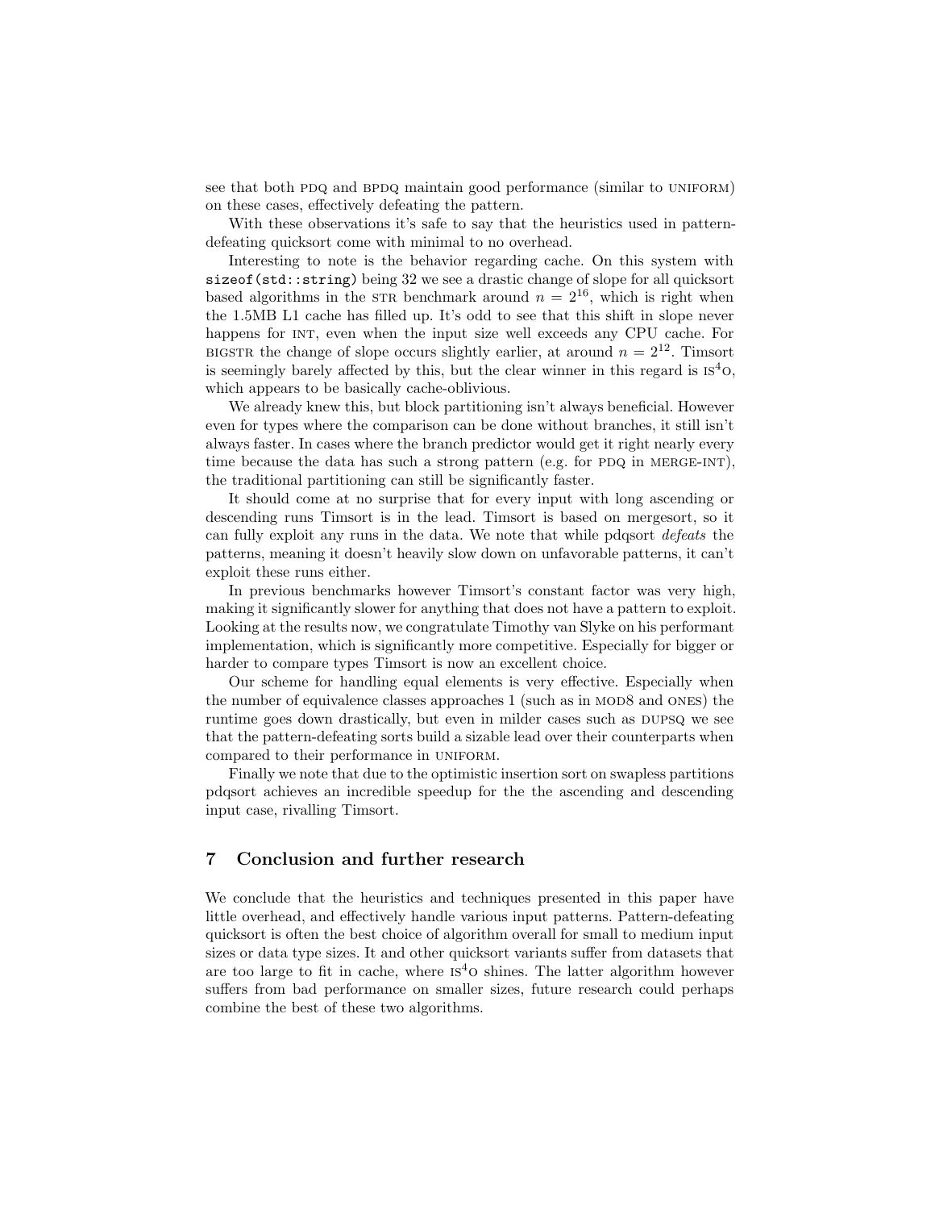see that both PDQ and BPDQ maintain good performance (similar to UNIFORM) on these cases, effectively defeating the pattern.

With these observations it's safe to say that the heuristics used in pattern-defeating quicksort come with minimal to no overhead.

Interesting to note is the behavior regarding cache. On this system with `sizeof(std::string)` being 32 we see a drastic change of slope for all quicksort based algorithms in the STR benchmark around $n = 2^{16}$, which is right when the 1.5MB L1 cache has filled up. It's odd to see that this shift in slope never happens for INT, even when the input size well exceeds any CPU cache. For BIGSTR the change of slope occurs slightly earlier, at around $n = 2^{12}$. Timsort is seemingly barely affected by this, but the clear winner in this regard is IS$^4$O, which appears to be basically cache-oblivious.

We already knew this, but block partitioning isn't always beneficial. However even for types where the comparison can be done without branches, it still isn't always faster. In cases where the branch predictor would get it right nearly every time because the data has such a strong pattern (e.g. for PDQ in MERGE-INT), the traditional partitioning can still be significantly faster.

It should come at no surprise that for every input with long ascending or descending runs Timsort is in the lead. Timsort is based on mergesort, so it can fully exploit any runs in the data. We note that while pdqsort *defeats* the patterns, meaning it doesn't heavily slow down on unfavorable patterns, it can't exploit these runs either.

In previous benchmarks however Timsort's constant factor was very high, making it significantly slower for anything that does not have a pattern to exploit. Looking at the results now, we congratulate Timothy van Slyke on his performant implementation, which is significantly more competitive. Especially for bigger or harder to compare types Timsort is now an excellent choice.

Our scheme for handling equal elements is very effective. Especially when the number of equivalence classes approaches 1 (such as in MOD8 and ONES) the runtime goes down drastically, but even in milder cases such as DUPSQ we see that the pattern-defeating sorts build a sizable lead over their counterparts when compared to their performance in UNIFORM.

Finally we note that due to the optimistic insertion sort on swapless partitions pdqsort achieves an incredible speedup for the the ascending and descending input case, rivalling Timsort.

## 7 Conclusion and further research

We conclude that the heuristics and techniques presented in this paper have little overhead, and effectively handle various input patterns. Pattern-defeating quicksort is often the best choice of algorithm overall for small to medium input sizes or data type sizes. It and other quicksort variants suffer from datasets that are too large to fit in cache, where IS$^4$O shines. The latter algorithm however suffers from bad performance on smaller sizes, future research could perhaps combine the best of these two algorithms.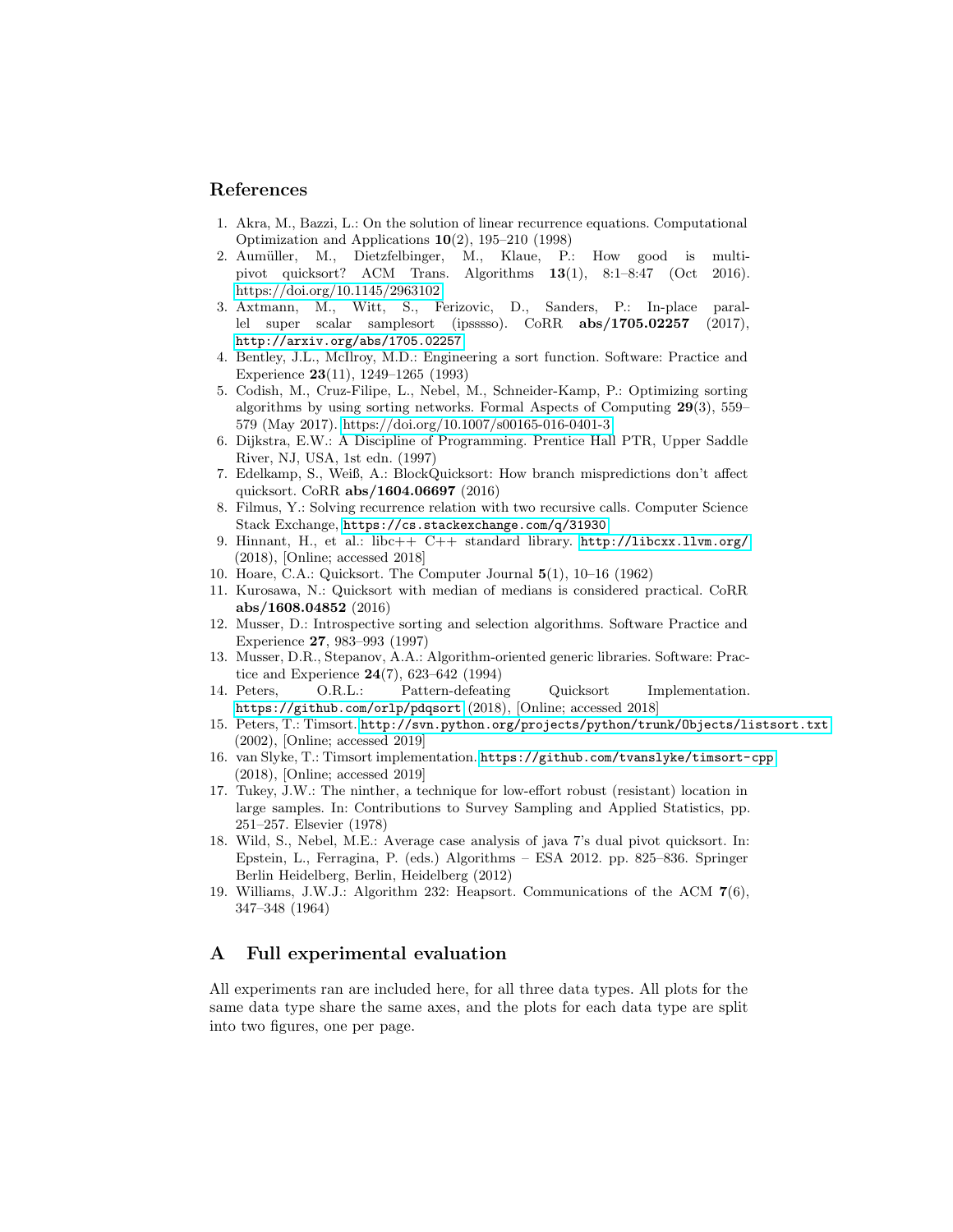## References

1. Akra, M., Bazzi, L.: On the solution of linear recurrence equations. Computational Optimization and Applications **10**(2), 195–210 (1998)
2. Aumüller, M., Dietzfelbinger, M., Klaue, P.: How good is multi-pivot quicksort? ACM Trans. Algorithms **13**(1), 8:1–8:47 (Oct 2016). https://doi.org/10.1145/2963102
3. Axtmann, M., Witt, S., Ferizovic, D., Sanders, P.: In-place parallel super scalar samplesort (ipsssso). CoRR **abs/1705.02257** (2017), http://arxiv.org/abs/1705.02257
4. Bentley, J.L., McIlroy, M.D.: Engineering a sort function. Software: Practice and Experience **23**(11), 1249–1265 (1993)
5. Codish, M., Cruz-Filipe, L., Nebel, M., Schneider-Kamp, P.: Optimizing sorting algorithms by using sorting networks. Formal Aspects of Computing **29**(3), 559–579 (May 2017). https://doi.org/10.1007/s00165-016-0401-3
6. Dijkstra, E.W.: A Discipline of Programming. Prentice Hall PTR, Upper Saddle River, NJ, USA, 1st edn. (1997)
7. Edelkamp, S., Weiß, A.: BlockQuicksort: How branch mispredictions don't affect quicksort. CoRR **abs/1604.06697** (2016)
8. Filmus, Y.: Solving recurrence relation with two recursive calls. Computer Science Stack Exchange, https://cs.stackexchange.com/q/31930
9. Hinnant, H., et al.: libc++ C++ standard library. http://libcxx.llvm.org/ (2018), [Online; accessed 2018]
10. Hoare, C.A.: Quicksort. The Computer Journal **5**(1), 10–16 (1962)
11. Kurosawa, N.: Quicksort with median of medians is considered practical. CoRR **abs/1608.04852** (2016)
12. Musser, D.: Introspective sorting and selection algorithms. Software Practice and Experience **27**, 983–993 (1997)
13. Musser, D.R., Stepanov, A.A.: Algorithm-oriented generic libraries. Software: Practice and Experience **24**(7), 623–642 (1994)
14. Peters, O.R.L.: Pattern-defeating Quicksort Implementation. https://github.com/orlp/pdqsort (2018), [Online; accessed 2018]
15. Peters, T.: Timsort. http://svn.python.org/projects/python/trunk/Objects/listsort.txt (2002), [Online; accessed 2019]
16. van Slyke, T.: Timsort implementation. https://github.com/tvanslyke/timsort-cpp (2018), [Online; accessed 2019]
17. Tukey, J.W.: The ninther, a technique for low-effort robust (resistant) location in large samples. In: Contributions to Survey Sampling and Applied Statistics, pp. 251–257. Elsevier (1978)
18. Wild, S., Nebel, M.E.: Average case analysis of java 7's dual pivot quicksort. In: Epstein, L., Ferragina, P. (eds.) Algorithms – ESA 2012. pp. 825–836. Springer Berlin Heidelberg, Berlin, Heidelberg (2012)
19. Williams, J.W.J.: Algorithm 232: Heapsort. Communications of the ACM **7**(6), 347–348 (1964)

## A Full experimental evaluation

All experiments ran are included here, for all three data types. All plots for the same data type share the same axes, and the plots for each data type are split into two figures, one per page.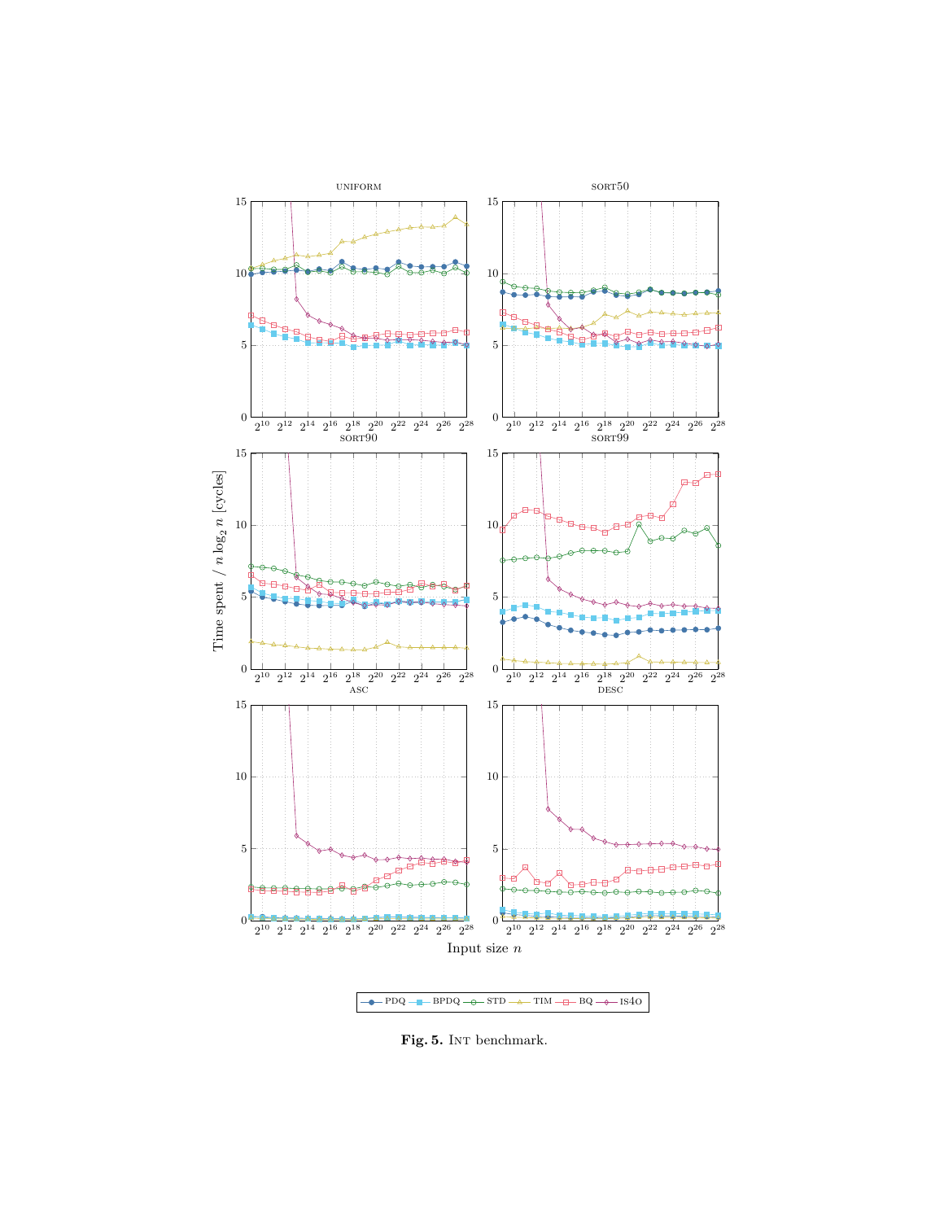**Fig. 5.** INT benchmark.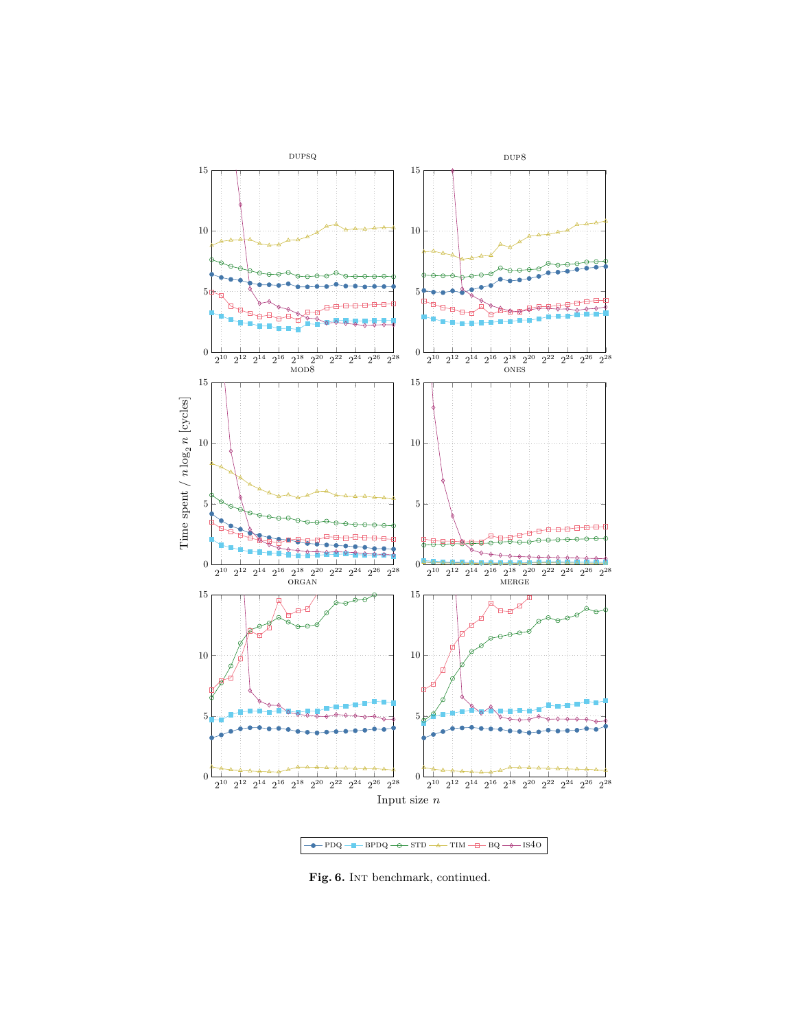**Fig. 6.** INT benchmark, continued.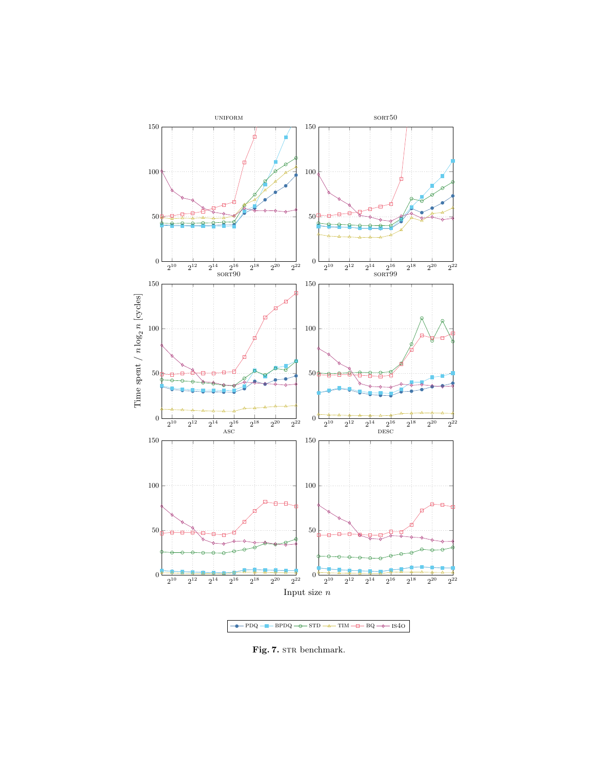**Fig. 7.** STR benchmark.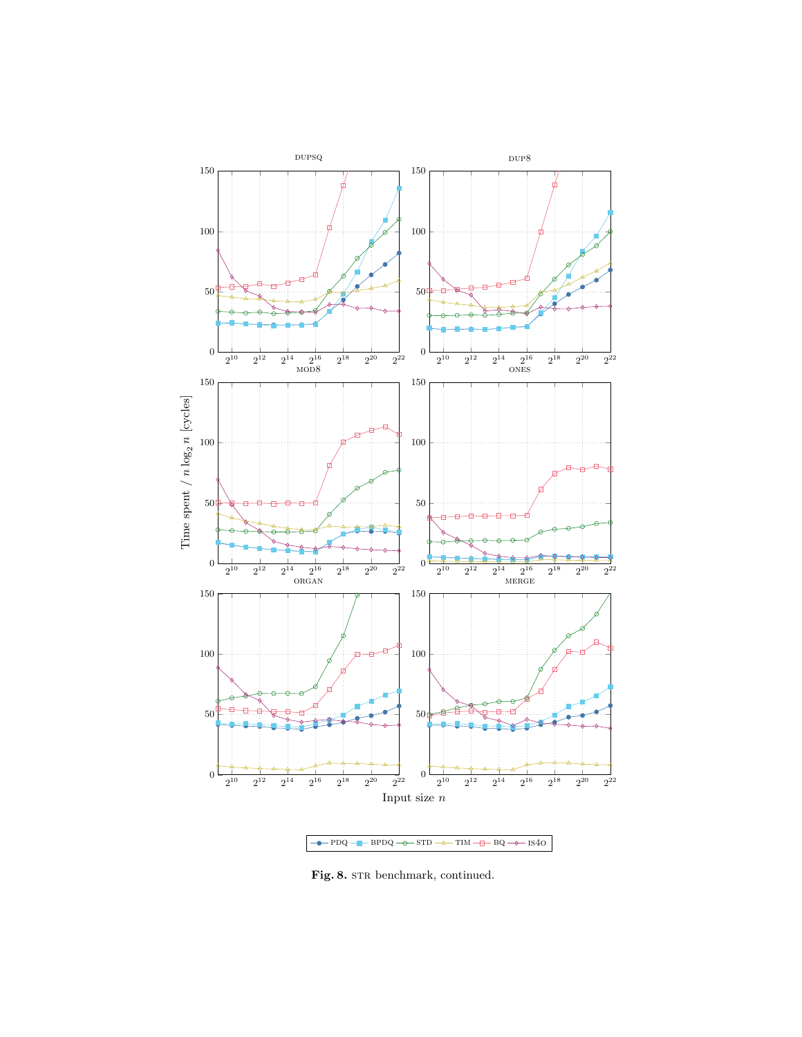DUPSQ

DUP8

MOD8

ONES

ORGAN

MERGE

Time spent $/ n \log_2 n$ [cycles]

Input size $n$

PDQ, BPDQ, STD, TIM, BQ, IS4O

**Fig. 8.** STR benchmark, continued.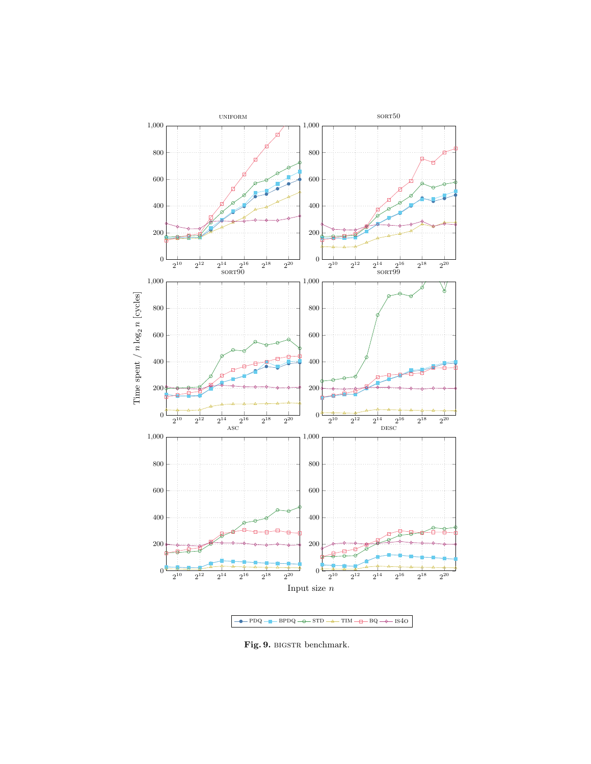**Fig. 9.** BIGSTR benchmark.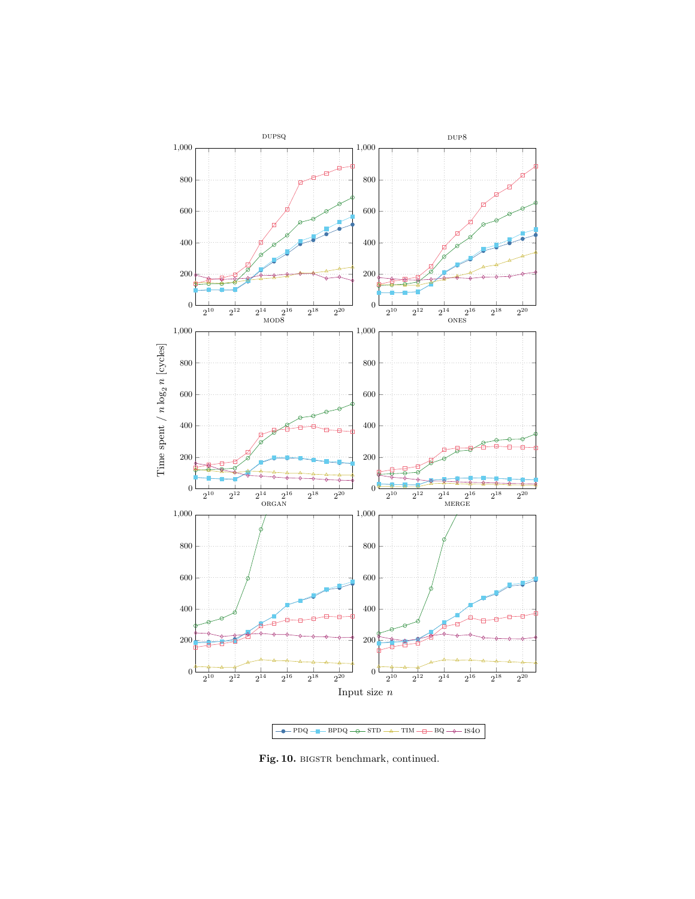DUPSQ

DUP8

MOD8

ONES

ORGAN

MERGE

1,000
800
600
400
200
0

$2^{10}$ $2^{12}$ $2^{14}$ $2^{16}$ $2^{18}$ $2^{20}$

Time spent / $n \log_2 n$ [cycles]

Input size $n$

PDQ BPDQ STD TIM BQ IS4O

**Fig. 10.** BIGSTR benchmark, continued.